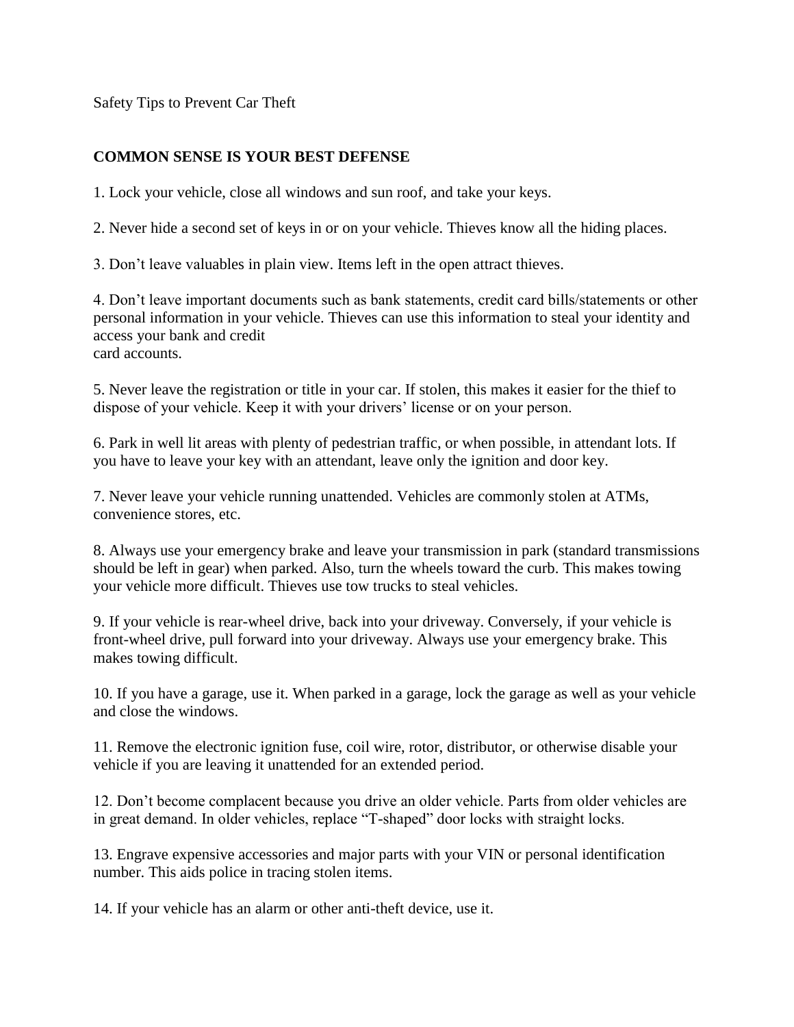Safety Tips to Prevent Car Theft

**COMMON SENSE IS YOUR BEST DEFENSE**

1. Lock your vehicle, close all windows and sun roof, and take your keys.

2. Never hide a second set of keys in or on your vehicle. Thieves know all the hiding places.

3. Don't leave valuables in plain view. Items left in the open attract thieves.

4. Don't leave important documents such as bank statements, credit card bills/statements or other personal information in your vehicle. Thieves can use this information to steal your identity and access your bank and credit card accounts.

5. Never leave the registration or title in your car. If stolen, this makes it easier for the thief to dispose of your vehicle. Keep it with your drivers' license or on your person.

6. Park in well lit areas with plenty of pedestrian traffic, or when possible, in attendant lots. If you have to leave your key with an attendant, leave only the ignition and door key.

7. Never leave your vehicle running unattended. Vehicles are commonly stolen at ATMs, convenience stores, etc.

8. Always use your emergency brake and leave your transmission in park (standard transmissions should be left in gear) when parked. Also, turn the wheels toward the curb. This makes towing your vehicle more difficult. Thieves use tow trucks to steal vehicles.

9. If your vehicle is rear-wheel drive, back into your driveway. Conversely, if your vehicle is front-wheel drive, pull forward into your driveway. Always use your emergency brake. This makes towing difficult.

10. If you have a garage, use it. When parked in a garage, lock the garage as well as your vehicle and close the windows.

11. Remove the electronic ignition fuse, coil wire, rotor, distributor, or otherwise disable your vehicle if you are leaving it unattended for an extended period.

12. Don't become complacent because you drive an older vehicle. Parts from older vehicles are in great demand. In older vehicles, replace "T-shaped" door locks with straight locks.

13. Engrave expensive accessories and major parts with your VIN or personal identification number. This aids police in tracing stolen items.

14. If your vehicle has an alarm or other anti-theft device, use it.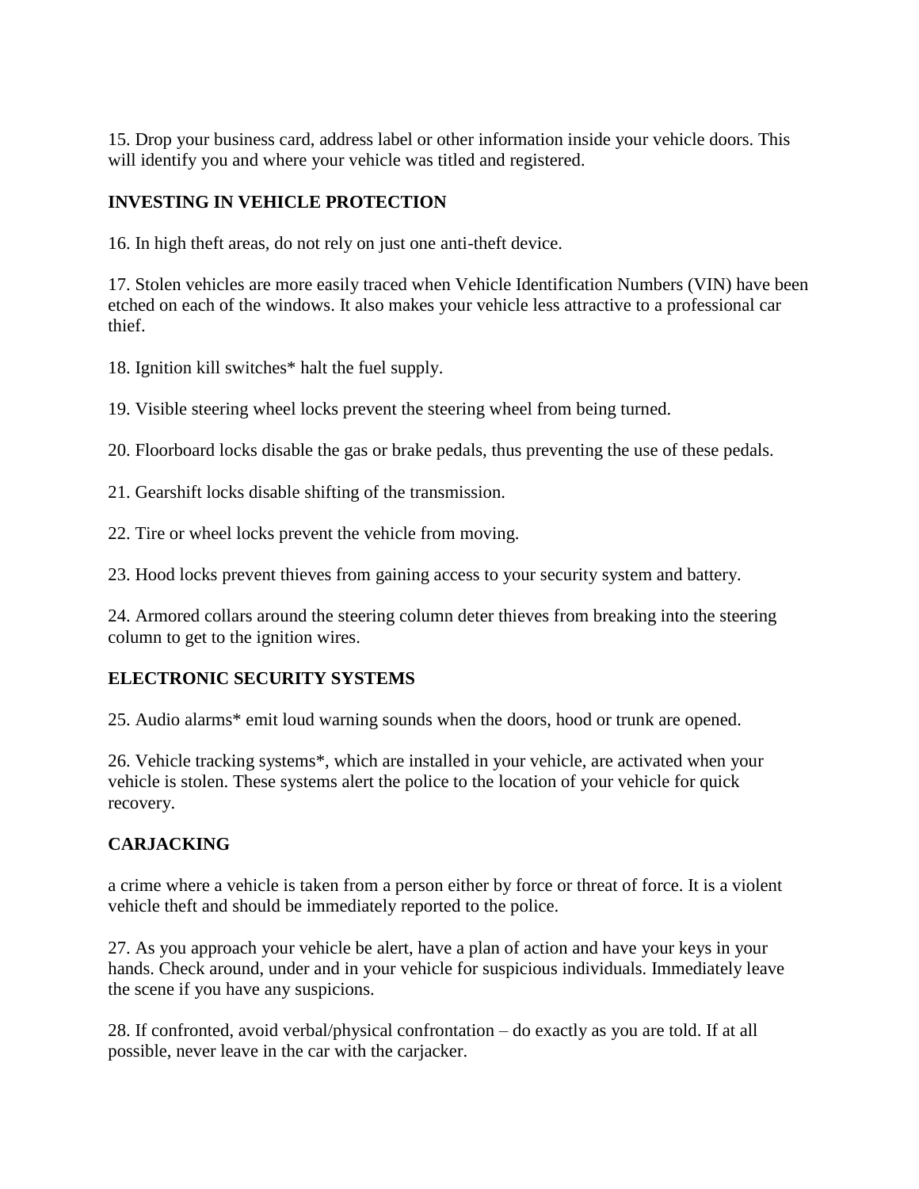15. Drop your business card, address label or other information inside your vehicle doors. This will identify you and where your vehicle was titled and registered.

**INVESTING IN VEHICLE PROTECTION**

16. In high theft areas, do not rely on just one anti-theft device.

17. Stolen vehicles are more easily traced when Vehicle Identification Numbers (VIN) have been etched on each of the windows. It also makes your vehicle less attractive to a professional car thief.

18. Ignition kill switches* halt the fuel supply.

19. Visible steering wheel locks prevent the steering wheel from being turned.

20. Floorboard locks disable the gas or brake pedals, thus preventing the use of these pedals.

21. Gearshift locks disable shifting of the transmission.

22. Tire or wheel locks prevent the vehicle from moving.

23. Hood locks prevent thieves from gaining access to your security system and battery.

24. Armored collars around the steering column deter thieves from breaking into the steering column to get to the ignition wires.

**ELECTRONIC SECURITY SYSTEMS**

25. Audio alarms* emit loud warning sounds when the doors, hood or trunk are opened.

26. Vehicle tracking systems*, which are installed in your vehicle, are activated when your vehicle is stolen. These systems alert the police to the location of your vehicle for quick recovery.

**CARJACKING**

a crime where a vehicle is taken from a person either by force or threat of force. It is a violent vehicle theft and should be immediately reported to the police.

27. As you approach your vehicle be alert, have a plan of action and have your keys in your hands. Check around, under and in your vehicle for suspicious individuals. Immediately leave the scene if you have any suspicions.

28. If confronted, avoid verbal/physical confrontation – do exactly as you are told. If at all possible, never leave in the car with the carjacker.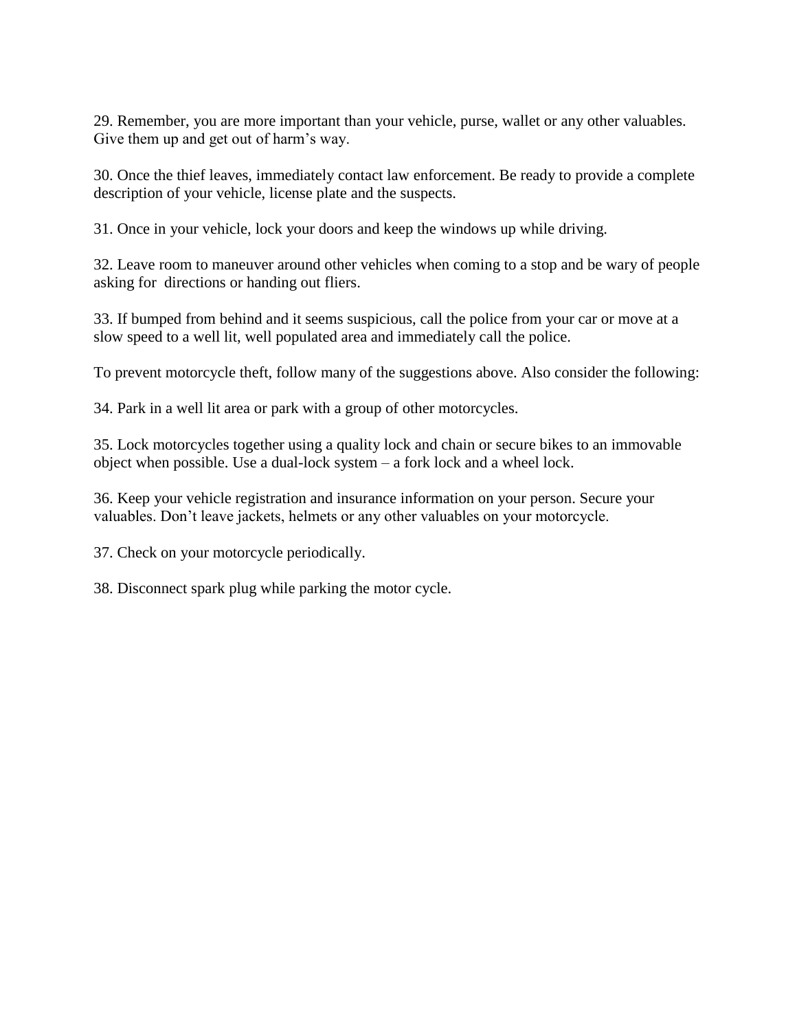29. Remember, you are more important than your vehicle, purse, wallet or any other valuables. Give them up and get out of harm's way.

30. Once the thief leaves, immediately contact law enforcement. Be ready to provide a complete description of your vehicle, license plate and the suspects.

31. Once in your vehicle, lock your doors and keep the windows up while driving.

32. Leave room to maneuver around other vehicles when coming to a stop and be wary of people asking for directions or handing out fliers.

33. If bumped from behind and it seems suspicious, call the police from your car or move at a slow speed to a well lit, well populated area and immediately call the police.

To prevent motorcycle theft, follow many of the suggestions above. Also consider the following:

34. Park in a well lit area or park with a group of other motorcycles.

35. Lock motorcycles together using a quality lock and chain or secure bikes to an immovable object when possible. Use a dual-lock system – a fork lock and a wheel lock.

36. Keep your vehicle registration and insurance information on your person. Secure your valuables. Don't leave jackets, helmets or any other valuables on your motorcycle.

37. Check on your motorcycle periodically.

38. Disconnect spark plug while parking the motor cycle.